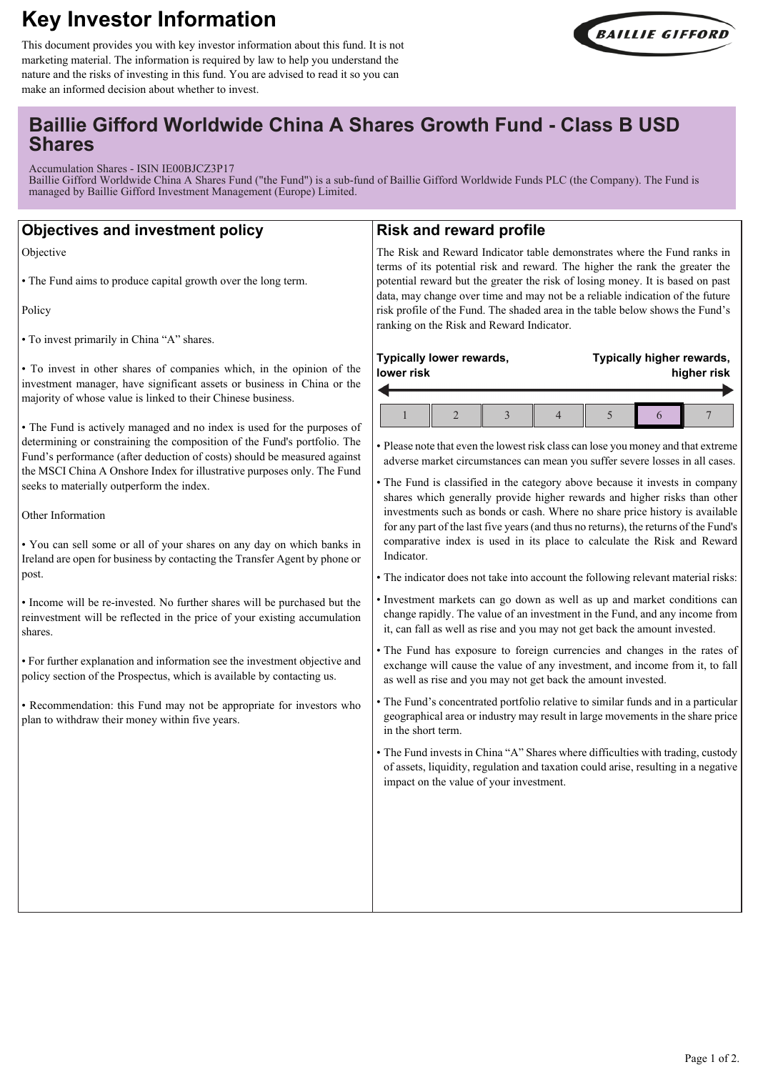# Key Investor Information

This document provides you with key investor information about this fund. It is not marketing material. The information is required by law to help you understand the nature and the risks of investing in this fund. You are advised to read it so you can make an informed decision about whether to invest.

BAILLIE GIFFORD

## Baillie Gifford Worldwide China A Shares Growth Fund - Class B USD Shares

Accumulation Shares - ISIN IE00BJCZ3P17
Baillie Gifford Worldwide China A Shares Fund ("the Fund") is a sub-fund of Baillie Gifford Worldwide Funds PLC (the Company). The Fund is managed by Baillie Gifford Investment Management (Europe) Limited.

## Objectives and investment policy

Objective

• The Fund aims to produce capital growth over the long term.

Policy

• To invest primarily in China "A" shares.

• To invest in other shares of companies which, in the opinion of the investment manager, have significant assets or business in China or the majority of whose value is linked to their Chinese business.

• The Fund is actively managed and no index is used for the purposes of determining or constraining the composition of the Fund's portfolio. The Fund's performance (after deduction of costs) should be measured against the MSCI China A Onshore Index for illustrative purposes only. The Fund seeks to materially outperform the index.

Other Information

• You can sell some or all of your shares on any day on which banks in Ireland are open for business by contacting the Transfer Agent by phone or post.

• Income will be re-invested. No further shares will be purchased but the reinvestment will be reflected in the price of your existing accumulation shares.

• For further explanation and information see the investment objective and policy section of the Prospectus, which is available by contacting us.

• Recommendation: this Fund may not be appropriate for investors who plan to withdraw their money within five years.

## Risk and reward profile

The Risk and Reward Indicator table demonstrates where the Fund ranks in terms of its potential risk and reward. The higher the rank the greater the potential reward but the greater the risk of losing money. It is based on past data, may change over time and may not be a reliable indication of the future risk profile of the Fund. The shaded area in the table below shows the Fund's ranking on the Risk and Reward Indicator.

**Typically lower rewards, lower risk** — **Typically higher rewards, higher risk**

| 1 | 2 | 3 | 4 | 5 | **6** | 7 |
|---|---|---|---|---|---|---|

• Please note that even the lowest risk class can lose you money and that extreme adverse market circumstances can mean you suffer severe losses in all cases.

• The Fund is classified in the category above because it invests in company shares which generally provide higher rewards and higher risks than other investments such as bonds or cash. Where no share price history is available for any part of the last five years (and thus no returns), the returns of the Fund's comparative index is used in its place to calculate the Risk and Reward Indicator.

• The indicator does not take into account the following relevant material risks:

• Investment markets can go down as well as up and market conditions can change rapidly. The value of an investment in the Fund, and any income from it, can fall as well as rise and you may not get back the amount invested.

• The Fund has exposure to foreign currencies and changes in the rates of exchange will cause the value of any investment, and income from it, to fall as well as rise and you may not get back the amount invested.

• The Fund's concentrated portfolio relative to similar funds and in a particular geographical area or industry may result in large movements in the share price in the short term.

• The Fund invests in China "A" Shares where difficulties with trading, custody of assets, liquidity, regulation and taxation could arise, resulting in a negative impact on the value of your investment.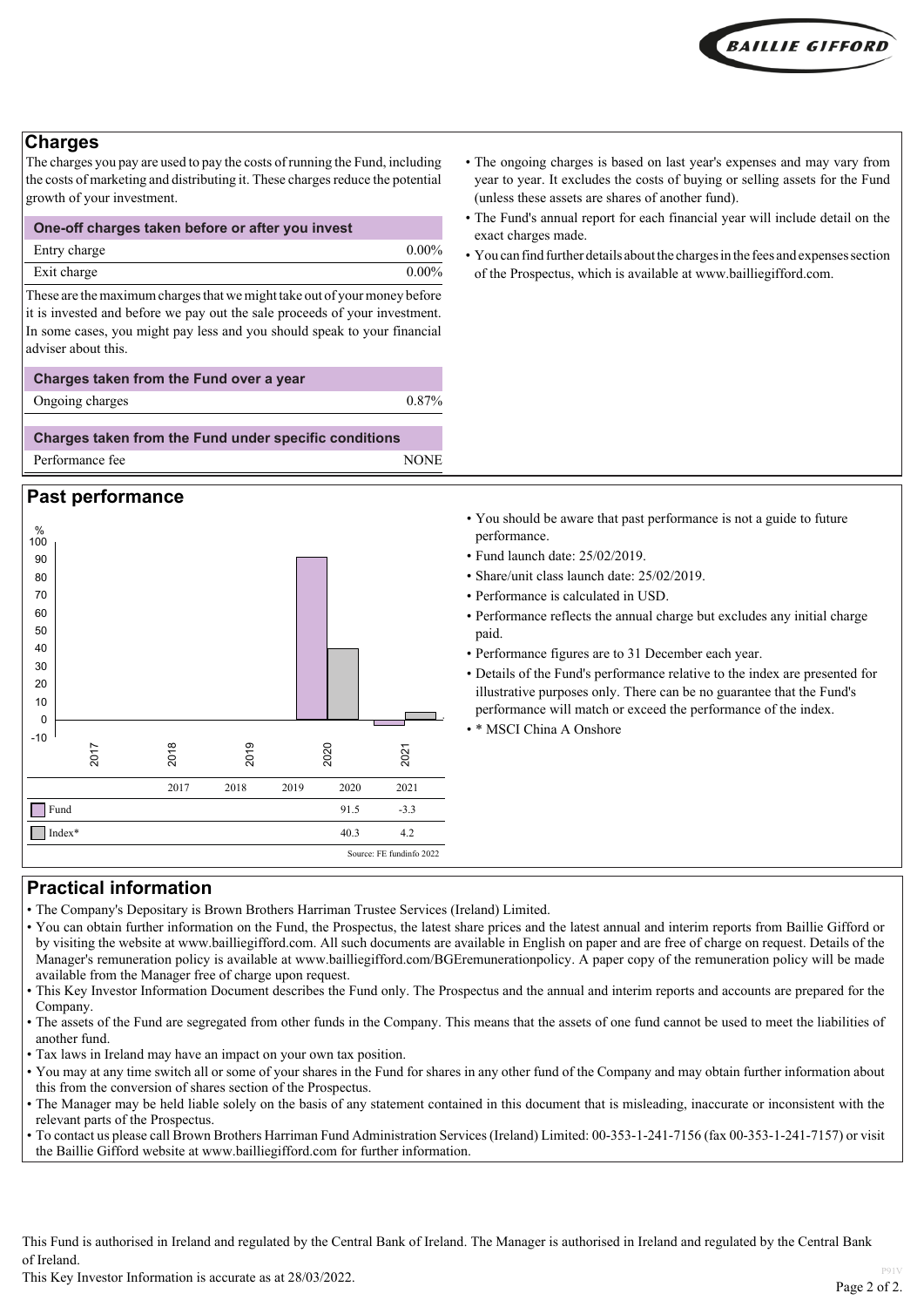## Charges

The charges you pay are used to pay the costs of running the Fund, including the costs of marketing and distributing it. These charges reduce the potential growth of your investment.

| One-off charges taken before or after you invest | |
|---|---|
| Entry charge | 0.00% |
| Exit charge | 0.00% |

These are the maximum charges that we might take out of your money before it is invested and before we pay out the sale proceeds of your investment. In some cases, you might pay less and you should speak to your financial adviser about this.

| Charges taken from the Fund over a year | |
|---|---|
| Ongoing charges | 0.87% |

| Charges taken from the Fund under specific conditions | |
|---|---|
| Performance fee | NONE |

- The ongoing charges is based on last year's expenses and may vary from year to year. It excludes the costs of buying or selling assets for the Fund (unless these assets are shares of another fund).
- The Fund's annual report for each financial year will include detail on the exact charges made.
- You can find further details about the charges in the fees and expenses section of the Prospectus, which is available at www.bailliegifford.com.

## Past performance

%
100
90
80
70
60
50
40
30
20
10
0
-10

2017 2018 2019 2020 2021

| | 2017 | 2018 | 2019 | 2020 | 2021 |
|---|---|---|---|---|---|
| Fund | | | | 91.5 | -3.3 |
| Index* | | | | 40.3 | 4.2 |

Source: FE fundinfo 2022

- You should be aware that past performance is not a guide to future performance.
- Fund launch date: 25/02/2019.
- Share/unit class launch date: 25/02/2019.
- Performance is calculated in USD.
- Performance reflects the annual charge but excludes any initial charge paid.
- Performance figures are to 31 December each year.
- Details of the Fund's performance relative to the index are presented for illustrative purposes only. There can be no guarantee that the Fund's performance will match or exceed the performance of the index.
- * MSCI China A Onshore

## Practical information

- The Company's Depositary is Brown Brothers Harriman Trustee Services (Ireland) Limited.
- You can obtain further information on the Fund, the Prospectus, the latest share prices and the latest annual and interim reports from Baillie Gifford or by visiting the website at www.bailliegifford.com. All such documents are available in English on paper and are free of charge on request. Details of the Manager's remuneration policy is available at www.bailliegifford.com/BGEremunerationpolicy. A paper copy of the remuneration policy will be made available from the Manager free of charge upon request.
- This Key Investor Information Document describes the Fund only. The Prospectus and the annual and interim reports and accounts are prepared for the Company.
- The assets of the Fund are segregated from other funds in the Company. This means that the assets of one fund cannot be used to meet the liabilities of another fund.
- Tax laws in Ireland may have an impact on your own tax position.
- You may at any time switch all or some of your shares in the Fund for shares in any other fund of the Company and may obtain further information about this from the conversion of shares section of the Prospectus.
- The Manager may be held liable solely on the basis of any statement contained in this document that is misleading, inaccurate or inconsistent with the relevant parts of the Prospectus.
- To contact us please call Brown Brothers Harriman Fund Administration Services (Ireland) Limited: 00-353-1-241-7156 (fax 00-353-1-241-7157) or visit the Baillie Gifford website at www.bailliegifford.com for further information.

This Fund is authorised in Ireland and regulated by the Central Bank of Ireland. The Manager is authorised in Ireland and regulated by the Central Bank of Ireland.

This Key Investor Information is accurate as at 28/03/2022.